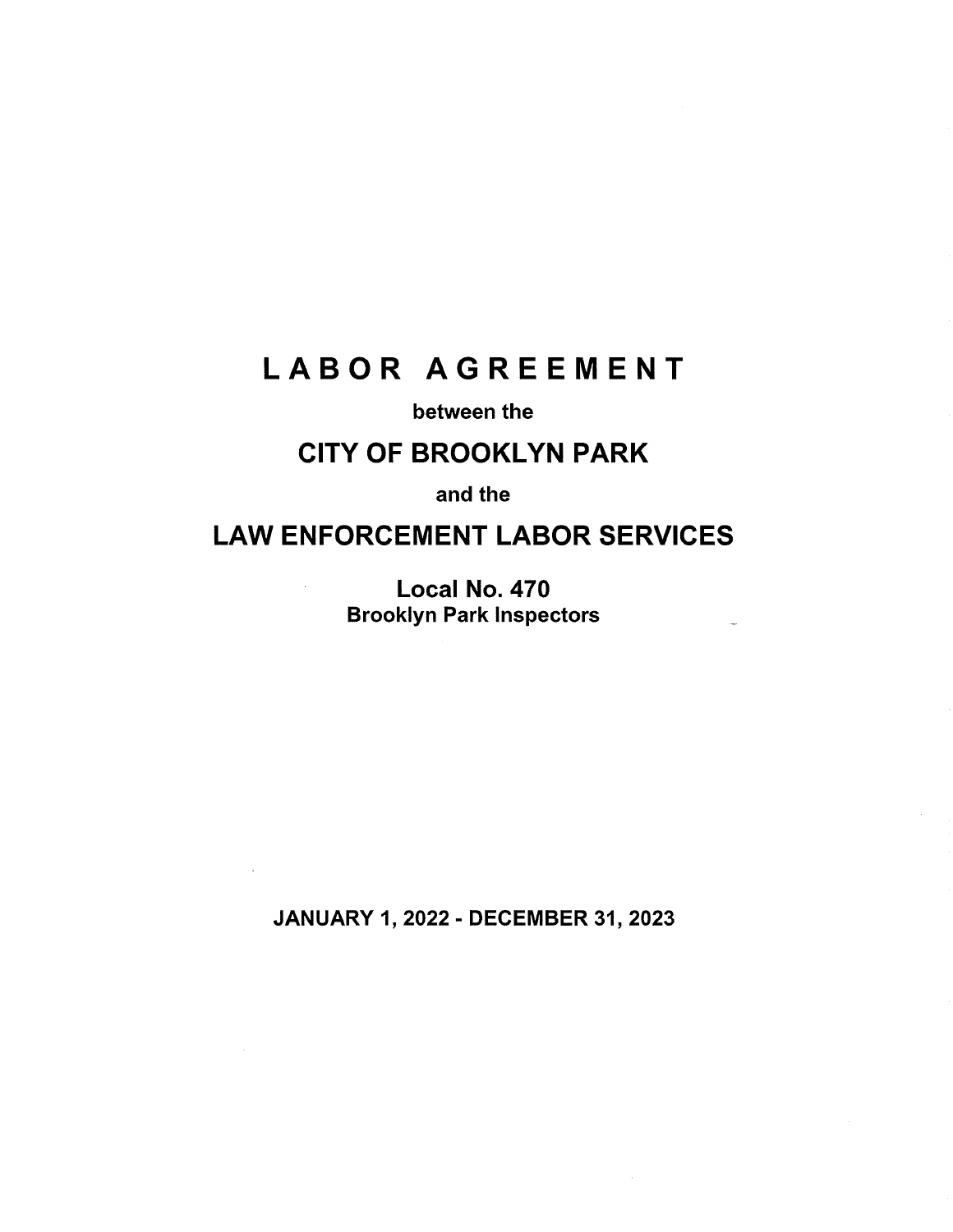# LABOR AGREEMENT

**between the**

## CITY OF BROOKLYN PARK

**and the**

## LAW ENFORCEMENT LABOR SERVICES

**Local No. 470**
**Brooklyn Park Inspectors**

**JANUARY 1, 2022 - DECEMBER 31, 2023**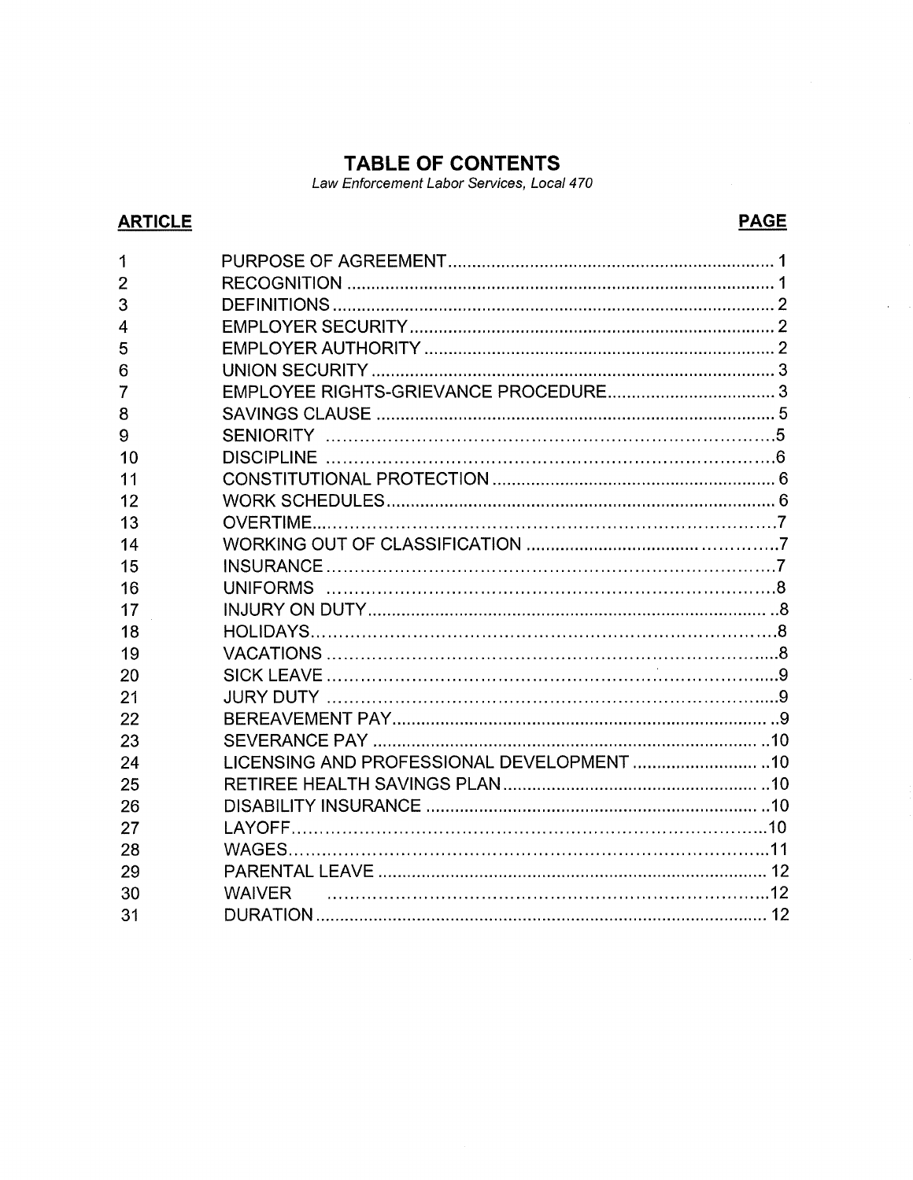# TABLE OF CONTENTS

*Law Enforcement Labor Services, Local 470*

| ARTICLE | | PAGE |
|---|---|---|
| 1 | PURPOSE OF AGREEMENT | 1 |
| 2 | RECOGNITION | 1 |
| 3 | DEFINITIONS | 2 |
| 4 | EMPLOYER SECURITY | 2 |
| 5 | EMPLOYER AUTHORITY | 2 |
| 6 | UNION SECURITY | 3 |
| 7 | EMPLOYEE RIGHTS-GRIEVANCE PROCEDURE | 3 |
| 8 | SAVINGS CLAUSE | 5 |
| 9 | SENIORITY | 5 |
| 10 | DISCIPLINE | 6 |
| 11 | CONSTITUTIONAL PROTECTION | 6 |
| 12 | WORK SCHEDULES | 6 |
| 13 | OVERTIME | 7 |
| 14 | WORKING OUT OF CLASSIFICATION | 7 |
| 15 | INSURANCE | 7 |
| 16 | UNIFORMS | 8 |
| 17 | INJURY ON DUTY | 8 |
| 18 | HOLIDAYS | 8 |
| 19 | VACATIONS | 8 |
| 20 | SICK LEAVE | 9 |
| 21 | JURY DUTY | 9 |
| 22 | BEREAVEMENT PAY | 9 |
| 23 | SEVERANCE PAY | 10 |
| 24 | LICENSING AND PROFESSIONAL DEVELOPMENT | 10 |
| 25 | RETIREE HEALTH SAVINGS PLAN | 10 |
| 26 | DISABILITY INSURANCE | 10 |
| 27 | LAYOFF | 10 |
| 28 | WAGES | 11 |
| 29 | PARENTAL LEAVE | 12 |
| 30 | WAIVER | 12 |
| 31 | DURATION | 12 |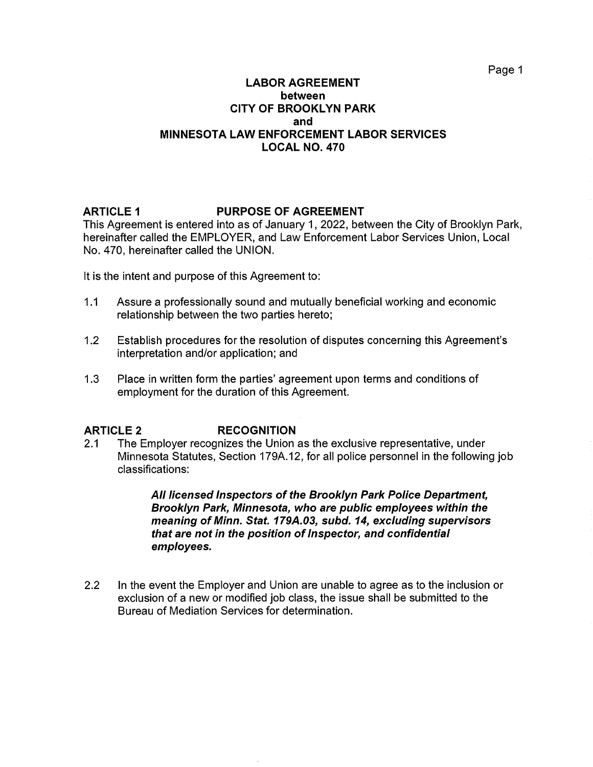# LABOR AGREEMENT
## between
## CITY OF BROOKLYN PARK
## and
## MINNESOTA LAW ENFORCEMENT LABOR SERVICES
## LOCAL NO. 470

## ARTICLE 1 PURPOSE OF AGREEMENT

This Agreement is entered into as of January 1, 2022, between the City of Brooklyn Park, hereinafter called the EMPLOYER, and Law Enforcement Labor Services Union, Local No. 470, hereinafter called the UNION.

It is the intent and purpose of this Agreement to:

1.1 Assure a professionally sound and mutually beneficial working and economic relationship between the two parties hereto;

1.2 Establish procedures for the resolution of disputes concerning this Agreement's interpretation and/or application; and

1.3 Place in written form the parties' agreement upon terms and conditions of employment for the duration of this Agreement.

## ARTICLE 2 RECOGNITION

2.1 The Employer recognizes the Union as the exclusive representative, under Minnesota Statutes, Section 179A.12, for all police personnel in the following job classifications:

> ***All licensed Inspectors of the Brooklyn Park Police Department, Brooklyn Park, Minnesota, who are public employees within the meaning of Minn. Stat. 179A.03, subd. 14, excluding supervisors that are not in the position of Inspector, and confidential employees.***

2.2 In the event the Employer and Union are unable to agree as to the inclusion or exclusion of a new or modified job class, the issue shall be submitted to the Bureau of Mediation Services for determination.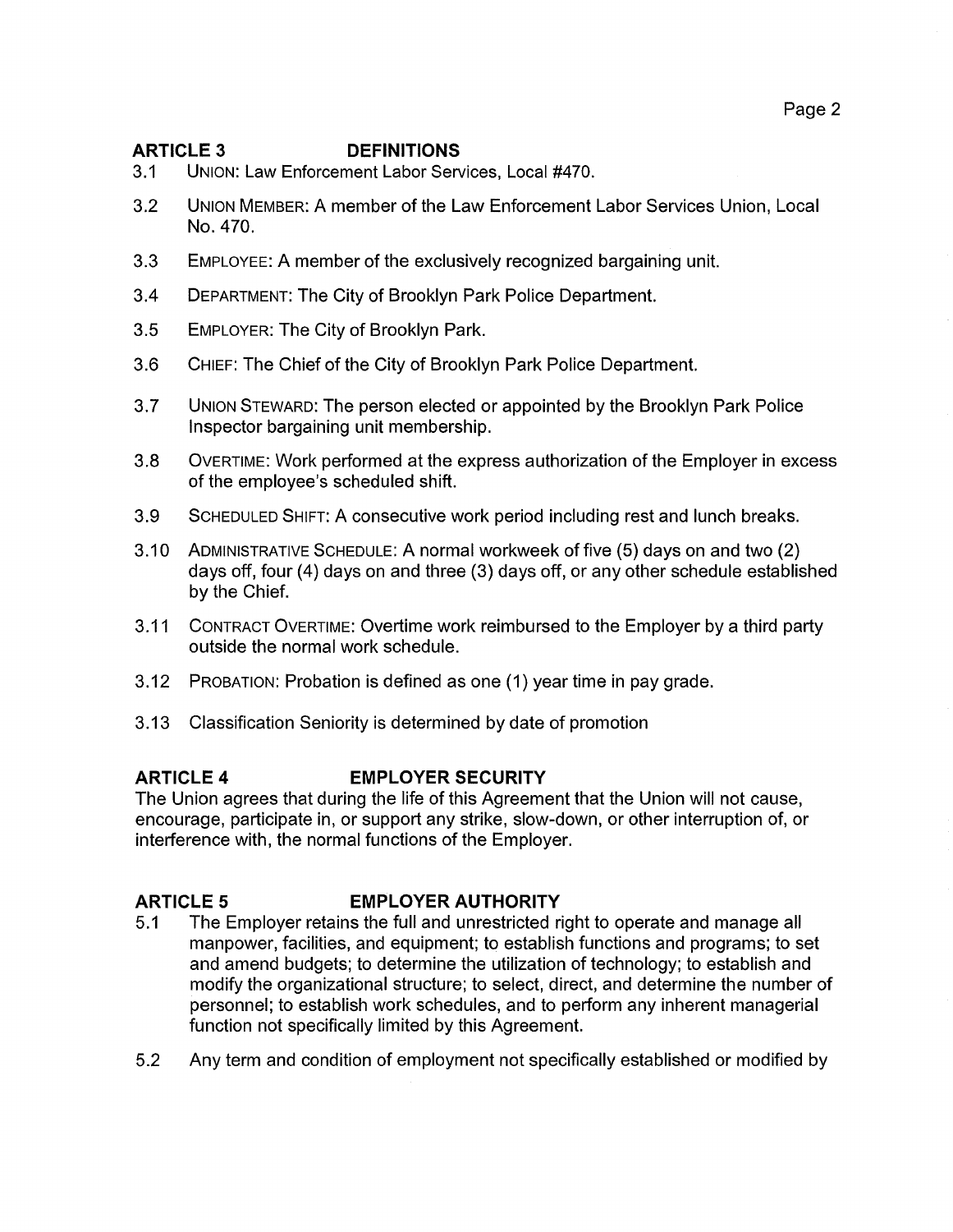## ARTICLE 3 DEFINITIONS

3.1 UNION: Law Enforcement Labor Services, Local #470.

3.2 UNION MEMBER: A member of the Law Enforcement Labor Services Union, Local No. 470.

3.3 EMPLOYEE: A member of the exclusively recognized bargaining unit.

3.4 DEPARTMENT: The City of Brooklyn Park Police Department.

3.5 EMPLOYER: The City of Brooklyn Park.

3.6 CHIEF: The Chief of the City of Brooklyn Park Police Department.

3.7 UNION STEWARD: The person elected or appointed by the Brooklyn Park Police Inspector bargaining unit membership.

3.8 OVERTIME: Work performed at the express authorization of the Employer in excess of the employee's scheduled shift.

3.9 SCHEDULED SHIFT: A consecutive work period including rest and lunch breaks.

3.10 ADMINISTRATIVE SCHEDULE: A normal workweek of five (5) days on and two (2) days off, four (4) days on and three (3) days off, or any other schedule established by the Chief.

3.11 CONTRACT OVERTIME: Overtime work reimbursed to the Employer by a third party outside the normal work schedule.

3.12 PROBATION: Probation is defined as one (1) year time in pay grade.

3.13 Classification Seniority is determined by date of promotion

## ARTICLE 4 EMPLOYER SECURITY

The Union agrees that during the life of this Agreement that the Union will not cause, encourage, participate in, or support any strike, slow-down, or other interruption of, or interference with, the normal functions of the Employer.

## ARTICLE 5 EMPLOYER AUTHORITY

5.1 The Employer retains the full and unrestricted right to operate and manage all manpower, facilities, and equipment; to establish functions and programs; to set and amend budgets; to determine the utilization of technology; to establish and modify the organizational structure; to select, direct, and determine the number of personnel; to establish work schedules, and to perform any inherent managerial function not specifically limited by this Agreement.

5.2 Any term and condition of employment not specifically established or modified by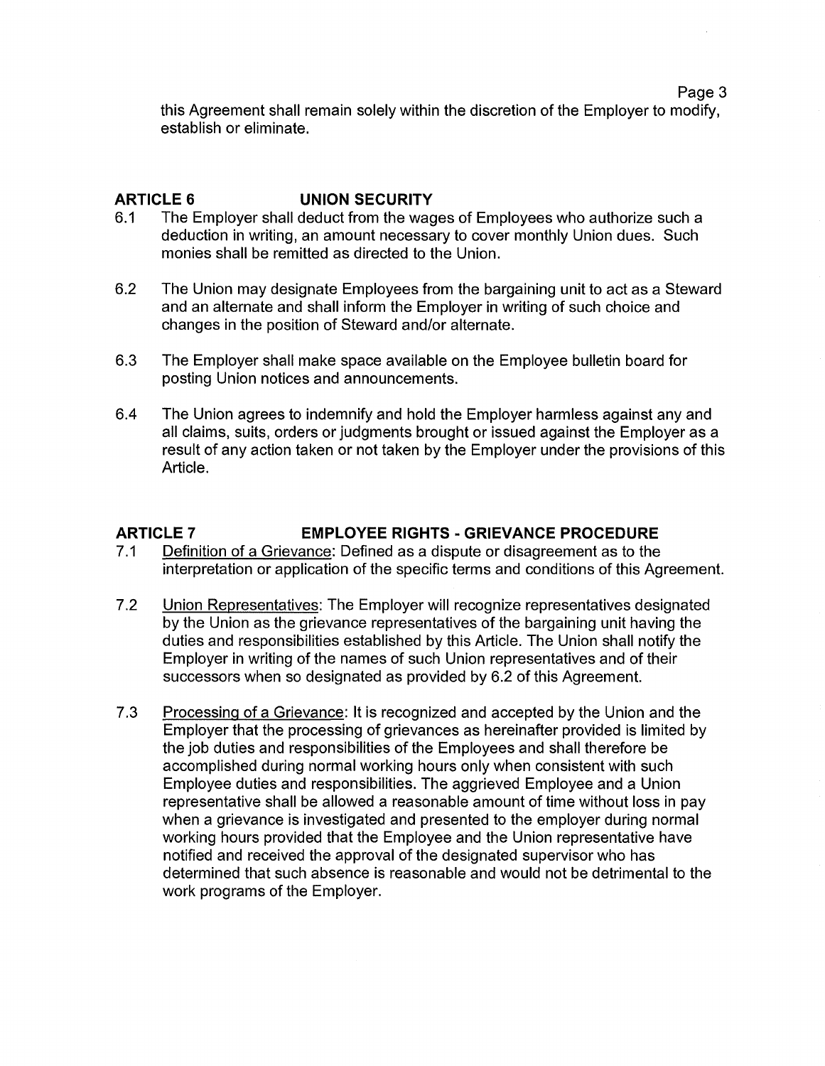this Agreement shall remain solely within the discretion of the Employer to modify, establish or eliminate.

## ARTICLE 6 UNION SECURITY

6.1 The Employer shall deduct from the wages of Employees who authorize such a deduction in writing, an amount necessary to cover monthly Union dues. Such monies shall be remitted as directed to the Union.

6.2 The Union may designate Employees from the bargaining unit to act as a Steward and an alternate and shall inform the Employer in writing of such choice and changes in the position of Steward and/or alternate.

6.3 The Employer shall make space available on the Employee bulletin board for posting Union notices and announcements.

6.4 The Union agrees to indemnify and hold the Employer harmless against any and all claims, suits, orders or judgments brought or issued against the Employer as a result of any action taken or not taken by the Employer under the provisions of this Article.

## ARTICLE 7 EMPLOYEE RIGHTS - GRIEVANCE PROCEDURE

7.1 Definition of a Grievance: Defined as a dispute or disagreement as to the interpretation or application of the specific terms and conditions of this Agreement.

7.2 Union Representatives: The Employer will recognize representatives designated by the Union as the grievance representatives of the bargaining unit having the duties and responsibilities established by this Article. The Union shall notify the Employer in writing of the names of such Union representatives and of their successors when so designated as provided by 6.2 of this Agreement.

7.3 Processing of a Grievance: It is recognized and accepted by the Union and the Employer that the processing of grievances as hereinafter provided is limited by the job duties and responsibilities of the Employees and shall therefore be accomplished during normal working hours only when consistent with such Employee duties and responsibilities. The aggrieved Employee and a Union representative shall be allowed a reasonable amount of time without loss in pay when a grievance is investigated and presented to the employer during normal working hours provided that the Employee and the Union representative have notified and received the approval of the designated supervisor who has determined that such absence is reasonable and would not be detrimental to the work programs of the Employer.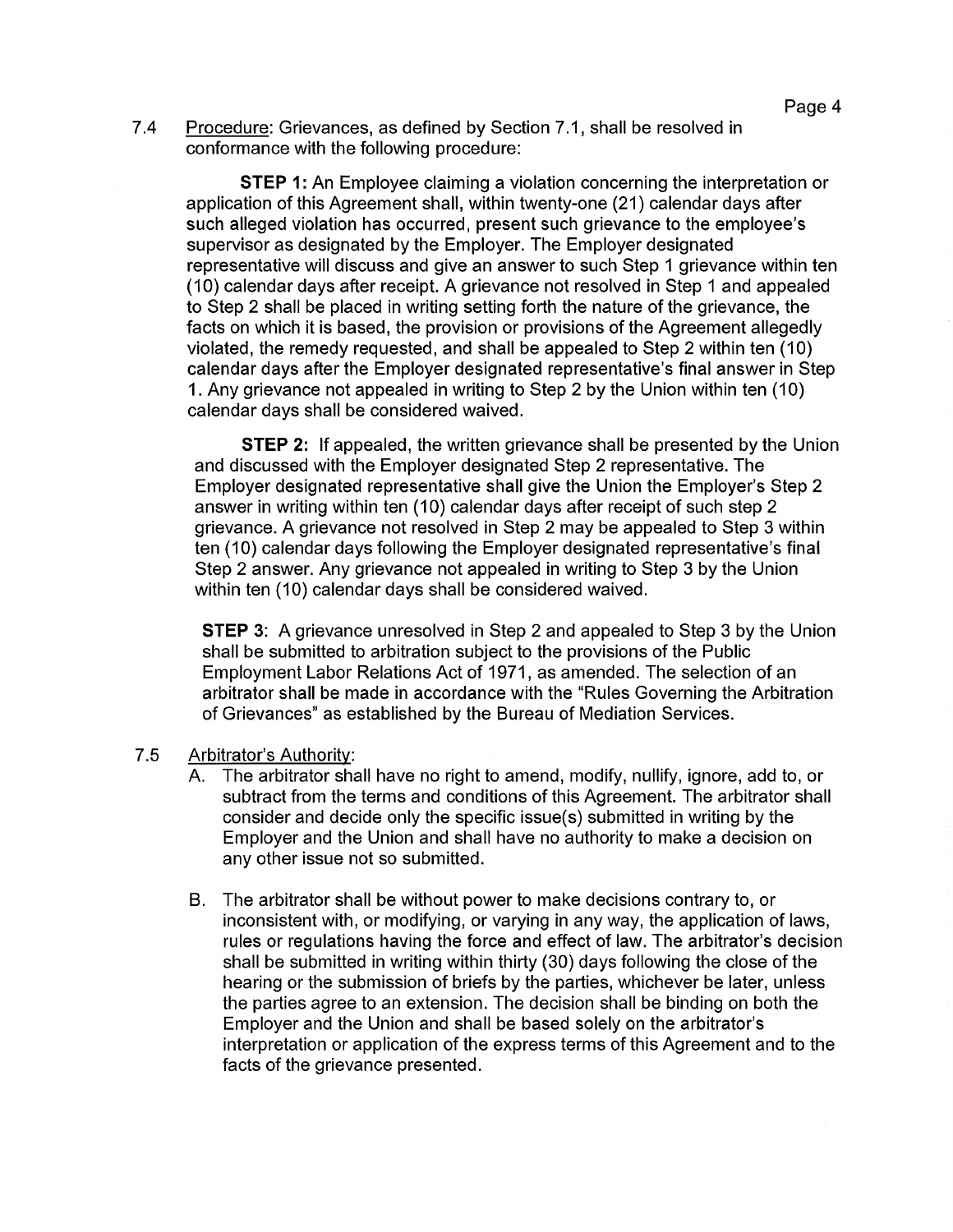7.4 Procedure: Grievances, as defined by Section 7.1, shall be resolved in conformance with the following procedure:

**STEP 1:** An Employee claiming a violation concerning the interpretation or application of this Agreement shall, within twenty-one (21) calendar days after such alleged violation has occurred, present such grievance to the employee's supervisor as designated by the Employer. The Employer designated representative will discuss and give an answer to such Step 1 grievance within ten (10) calendar days after receipt. A grievance not resolved in Step 1 and appealed to Step 2 shall be placed in writing setting forth the nature of the grievance, the facts on which it is based, the provision or provisions of the Agreement allegedly violated, the remedy requested, and shall be appealed to Step 2 within ten (10) calendar days after the Employer designated representative's final answer in Step 1. Any grievance not appealed in writing to Step 2 by the Union within ten (10) calendar days shall be considered waived.

**STEP 2:** If appealed, the written grievance shall be presented by the Union and discussed with the Employer designated Step 2 representative. The Employer designated representative shall give the Union the Employer's Step 2 answer in writing within ten (10) calendar days after receipt of such step 2 grievance. A grievance not resolved in Step 2 may be appealed to Step 3 within ten (10) calendar days following the Employer designated representative's final Step 2 answer. Any grievance not appealed in writing to Step 3 by the Union within ten (10) calendar days shall be considered waived.

**STEP 3:** A grievance unresolved in Step 2 and appealed to Step 3 by the Union shall be submitted to arbitration subject to the provisions of the Public Employment Labor Relations Act of 1971, as amended. The selection of an arbitrator shall be made in accordance with the "Rules Governing the Arbitration of Grievances" as established by the Bureau of Mediation Services.

7.5 Arbitrator's Authority:

A. The arbitrator shall have no right to amend, modify, nullify, ignore, add to, or subtract from the terms and conditions of this Agreement. The arbitrator shall consider and decide only the specific issue(s) submitted in writing by the Employer and the Union and shall have no authority to make a decision on any other issue not so submitted.

B. The arbitrator shall be without power to make decisions contrary to, or inconsistent with, or modifying, or varying in any way, the application of laws, rules or regulations having the force and effect of law. The arbitrator's decision shall be submitted in writing within thirty (30) days following the close of the hearing or the submission of briefs by the parties, whichever be later, unless the parties agree to an extension. The decision shall be binding on both the Employer and the Union and shall be based solely on the arbitrator's interpretation or application of the express terms of this Agreement and to the facts of the grievance presented.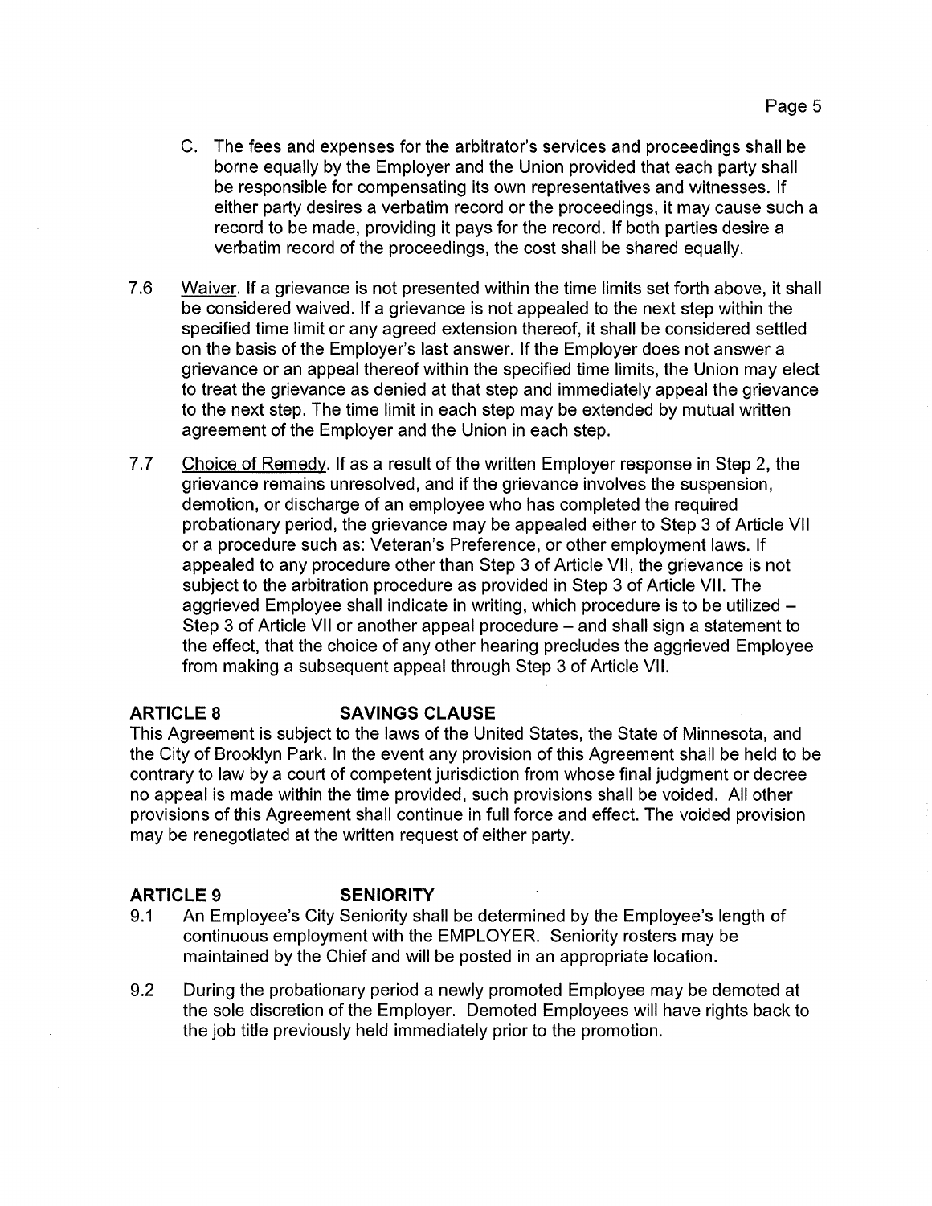C. The fees and expenses for the arbitrator's services and proceedings shall be borne equally by the Employer and the Union provided that each party shall be responsible for compensating its own representatives and witnesses. If either party desires a verbatim record or the proceedings, it may cause such a record to be made, providing it pays for the record. If both parties desire a verbatim record of the proceedings, the cost shall be shared equally.

7.6 Waiver. If a grievance is not presented within the time limits set forth above, it shall be considered waived. If a grievance is not appealed to the next step within the specified time limit or any agreed extension thereof, it shall be considered settled on the basis of the Employer's last answer. If the Employer does not answer a grievance or an appeal thereof within the specified time limits, the Union may elect to treat the grievance as denied at that step and immediately appeal the grievance to the next step. The time limit in each step may be extended by mutual written agreement of the Employer and the Union in each step.

7.7 Choice of Remedy. If as a result of the written Employer response in Step 2, the grievance remains unresolved, and if the grievance involves the suspension, demotion, or discharge of an employee who has completed the required probationary period, the grievance may be appealed either to Step 3 of Article VII or a procedure such as: Veteran's Preference, or other employment laws. If appealed to any procedure other than Step 3 of Article VII, the grievance is not subject to the arbitration procedure as provided in Step 3 of Article VII. The aggrieved Employee shall indicate in writing, which procedure is to be utilized – Step 3 of Article VII or another appeal procedure – and shall sign a statement to the effect, that the choice of any other hearing precludes the aggrieved Employee from making a subsequent appeal through Step 3 of Article VII.

**ARTICLE 8 SAVINGS CLAUSE**

This Agreement is subject to the laws of the United States, the State of Minnesota, and the City of Brooklyn Park. In the event any provision of this Agreement shall be held to be contrary to law by a court of competent jurisdiction from whose final judgment or decree no appeal is made within the time provided, such provisions shall be voided. All other provisions of this Agreement shall continue in full force and effect. The voided provision may be renegotiated at the written request of either party.

**ARTICLE 9 SENIORITY**

9.1 An Employee's City Seniority shall be determined by the Employee's length of continuous employment with the EMPLOYER. Seniority rosters may be maintained by the Chief and will be posted in an appropriate location.

9.2 During the probationary period a newly promoted Employee may be demoted at the sole discretion of the Employer. Demoted Employees will have rights back to the job title previously held immediately prior to the promotion.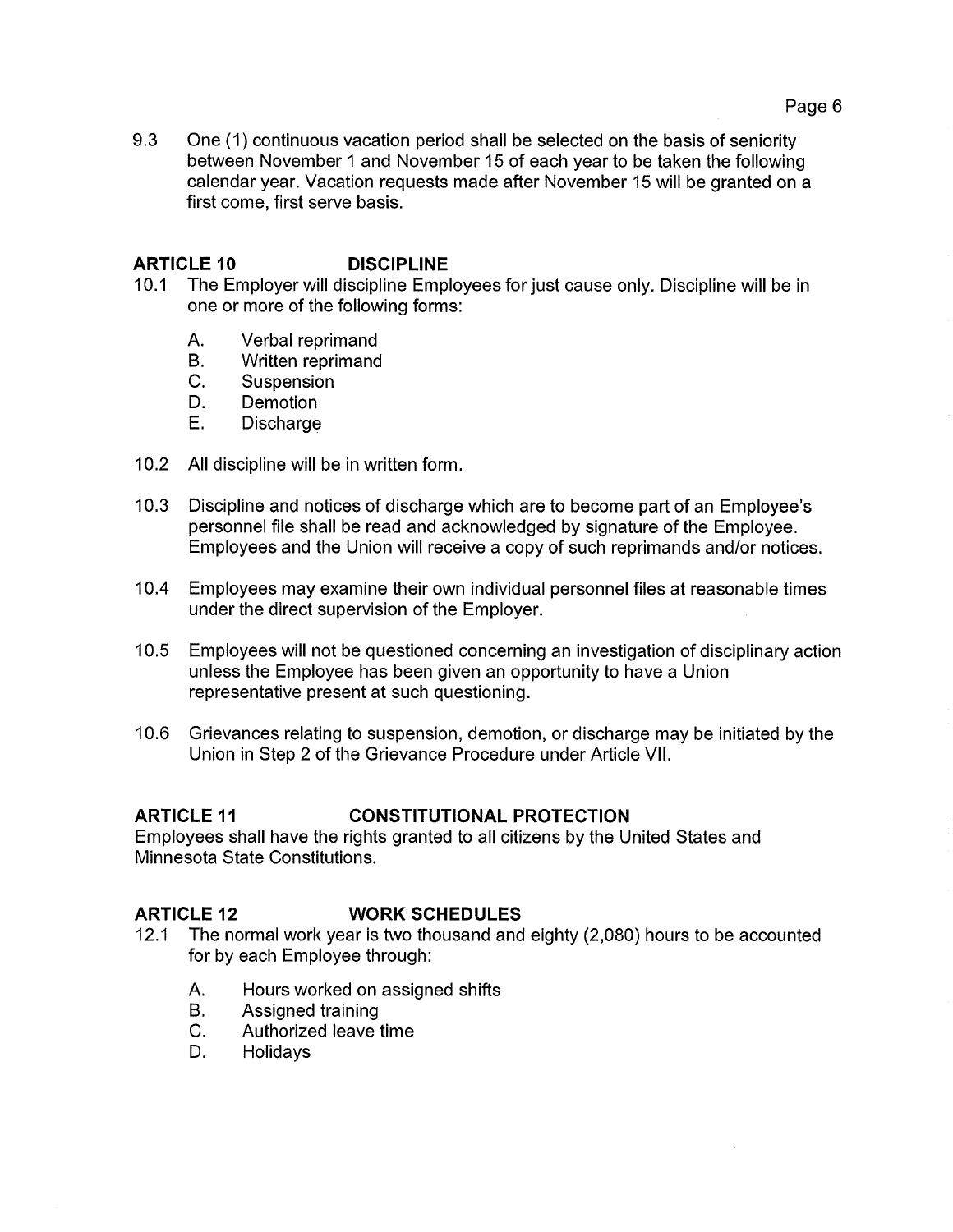9.3 One (1) continuous vacation period shall be selected on the basis of seniority between November 1 and November 15 of each year to be taken the following calendar year. Vacation requests made after November 15 will be granted on a first come, first serve basis.

## ARTICLE 10 DISCIPLINE

10.1 The Employer will discipline Employees for just cause only. Discipline will be in one or more of the following forms:

A. Verbal reprimand
B. Written reprimand
C. Suspension
D. Demotion
E. Discharge

10.2 All discipline will be in written form.

10.3 Discipline and notices of discharge which are to become part of an Employee's personnel file shall be read and acknowledged by signature of the Employee. Employees and the Union will receive a copy of such reprimands and/or notices.

10.4 Employees may examine their own individual personnel files at reasonable times under the direct supervision of the Employer.

10.5 Employees will not be questioned concerning an investigation of disciplinary action unless the Employee has been given an opportunity to have a Union representative present at such questioning.

10.6 Grievances relating to suspension, demotion, or discharge may be initiated by the Union in Step 2 of the Grievance Procedure under Article VII.

## ARTICLE 11 CONSTITUTIONAL PROTECTION

Employees shall have the rights granted to all citizens by the United States and Minnesota State Constitutions.

## ARTICLE 12 WORK SCHEDULES

12.1 The normal work year is two thousand and eighty (2,080) hours to be accounted for by each Employee through:

A. Hours worked on assigned shifts
B. Assigned training
C. Authorized leave time
D. Holidays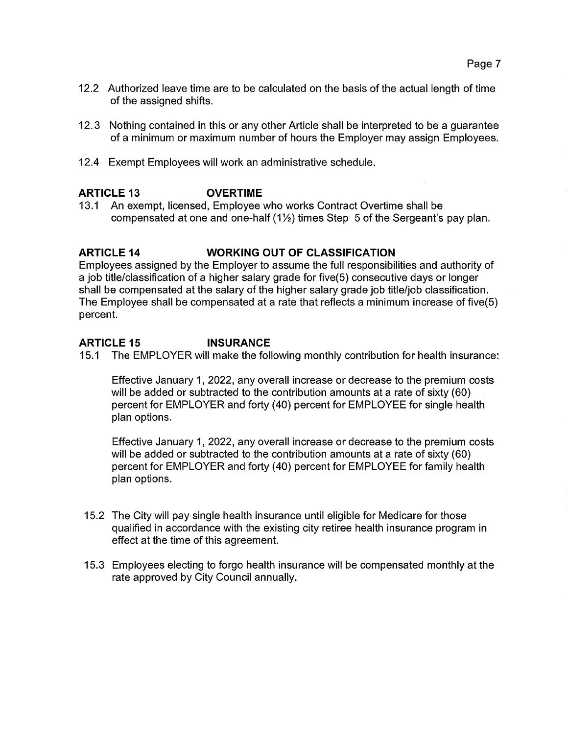12.2 Authorized leave time are to be calculated on the basis of the actual length of time of the assigned shifts.

12.3 Nothing contained in this or any other Article shall be interpreted to be a guarantee of a minimum or maximum number of hours the Employer may assign Employees.

12.4 Exempt Employees will work an administrative schedule.

## ARTICLE 13 OVERTIME

13.1 An exempt, licensed, Employee who works Contract Overtime shall be compensated at one and one-half (1½) times Step 5 of the Sergeant's pay plan.

## ARTICLE 14 WORKING OUT OF CLASSIFICATION

Employees assigned by the Employer to assume the full responsibilities and authority of a job title/classification of a higher salary grade for five(5) consecutive days or longer shall be compensated at the salary of the higher salary grade job title/job classification. The Employee shall be compensated at a rate that reflects a minimum increase of five(5) percent.

## ARTICLE 15 INSURANCE

15.1 The EMPLOYER will make the following monthly contribution for health insurance:

Effective January 1, 2022, any overall increase or decrease to the premium costs will be added or subtracted to the contribution amounts at a rate of sixty (60) percent for EMPLOYER and forty (40) percent for EMPLOYEE for single health plan options.

Effective January 1, 2022, any overall increase or decrease to the premium costs will be added or subtracted to the contribution amounts at a rate of sixty (60) percent for EMPLOYER and forty (40) percent for EMPLOYEE for family health plan options.

15.2 The City will pay single health insurance until eligible for Medicare for those qualified in accordance with the existing city retiree health insurance program in effect at the time of this agreement.

15.3 Employees electing to forgo health insurance will be compensated monthly at the rate approved by City Council annually.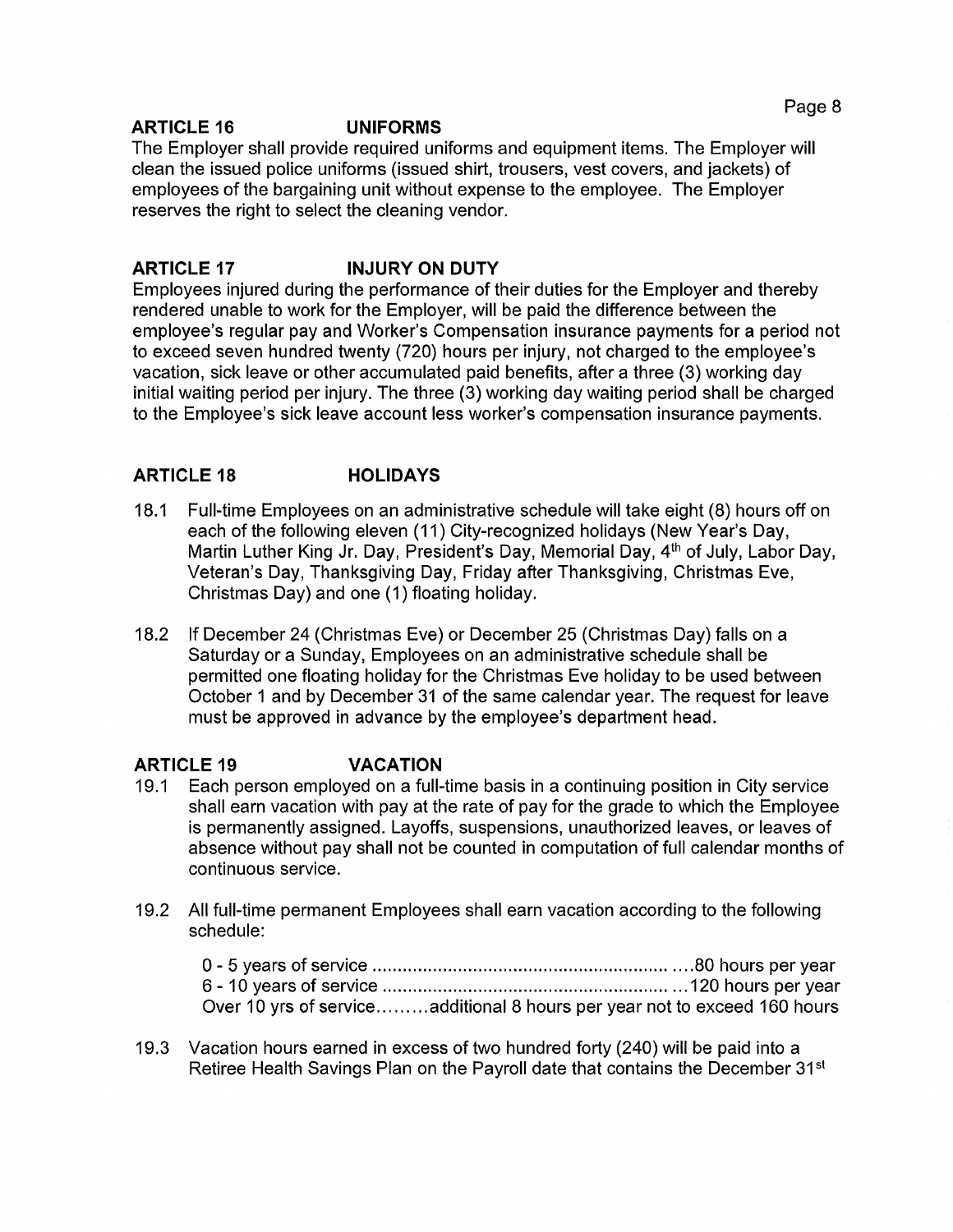## ARTICLE 16 UNIFORMS

The Employer shall provide required uniforms and equipment items. The Employer will clean the issued police uniforms (issued shirt, trousers, vest covers, and jackets) of employees of the bargaining unit without expense to the employee. The Employer reserves the right to select the cleaning vendor.

## ARTICLE 17 INJURY ON DUTY

Employees injured during the performance of their duties for the Employer and thereby rendered unable to work for the Employer, will be paid the difference between the employee's regular pay and Worker's Compensation insurance payments for a period not to exceed seven hundred twenty (720) hours per injury, not charged to the employee's vacation, sick leave or other accumulated paid benefits, after a three (3) working day initial waiting period per injury. The three (3) working day waiting period shall be charged to the Employee's sick leave account less worker's compensation insurance payments.

## ARTICLE 18 HOLIDAYS

18.1 Full-time Employees on an administrative schedule will take eight (8) hours off on each of the following eleven (11) City-recognized holidays (New Year's Day, Martin Luther King Jr. Day, President's Day, Memorial Day, 4th of July, Labor Day, Veteran's Day, Thanksgiving Day, Friday after Thanksgiving, Christmas Eve, Christmas Day) and one (1) floating holiday.

18.2 If December 24 (Christmas Eve) or December 25 (Christmas Day) falls on a Saturday or a Sunday, Employees on an administrative schedule shall be permitted one floating holiday for the Christmas Eve holiday to be used between October 1 and by December 31 of the same calendar year. The request for leave must be approved in advance by the employee's department head.

## ARTICLE 19 VACATION

19.1 Each person employed on a full-time basis in a continuing position in City service shall earn vacation with pay at the rate of pay for the grade to which the Employee is permanently assigned. Layoffs, suspensions, unauthorized leaves, or leaves of absence without pay shall not be counted in computation of full calendar months of continuous service.

19.2 All full-time permanent Employees shall earn vacation according to the following schedule:

0 - 5 years of service .......................................................... ....80 hours per year
6 - 10 years of service ........................................................ ...120 hours per year
Over 10 yrs of service.........additional 8 hours per year not to exceed 160 hours

19.3 Vacation hours earned in excess of two hundred forty (240) will be paid into a Retiree Health Savings Plan on the Payroll date that contains the December 31st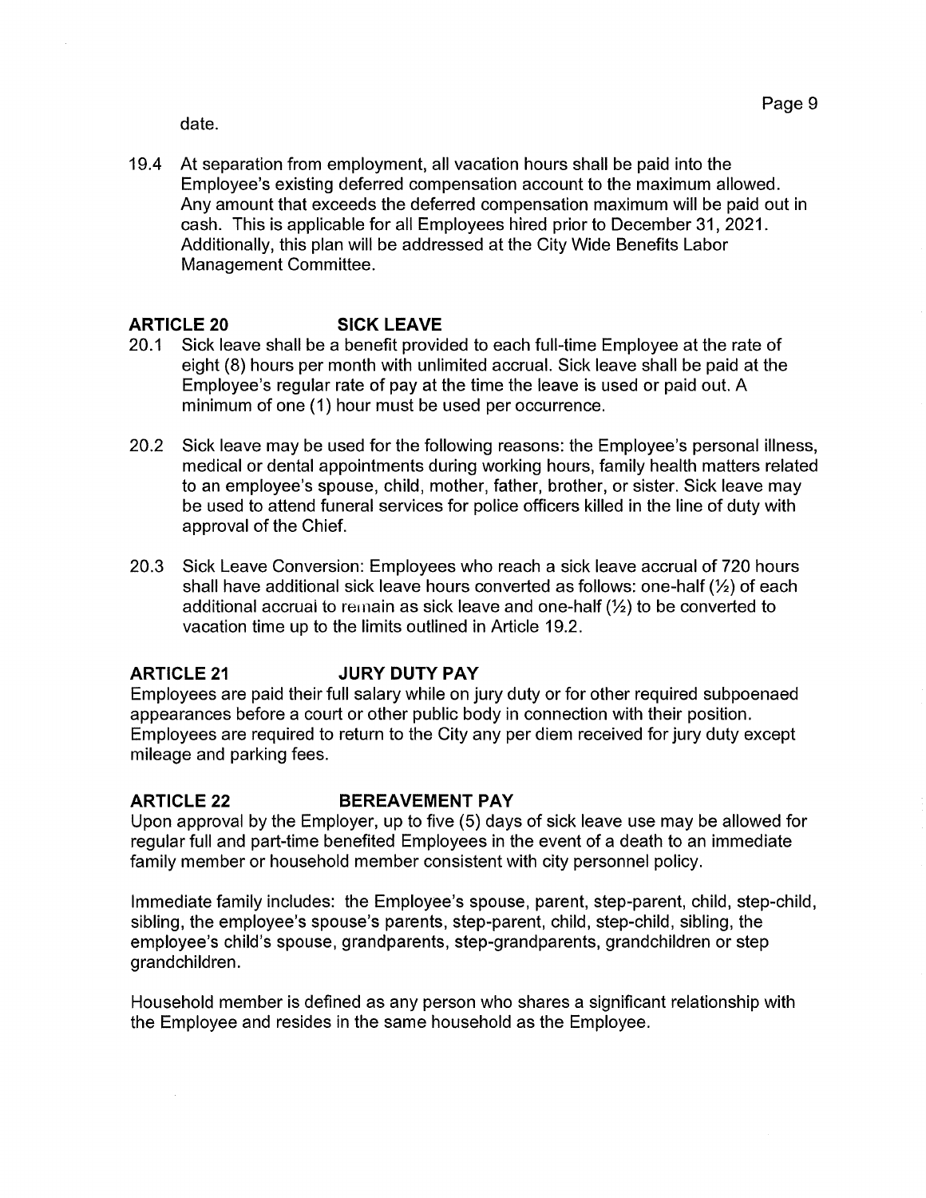date.

19.4 At separation from employment, all vacation hours shall be paid into the Employee's existing deferred compensation account to the maximum allowed. Any amount that exceeds the deferred compensation maximum will be paid out in cash. This is applicable for all Employees hired prior to December 31, 2021. Additionally, this plan will be addressed at the City Wide Benefits Labor Management Committee.

## ARTICLE 20 SICK LEAVE

20.1 Sick leave shall be a benefit provided to each full-time Employee at the rate of eight (8) hours per month with unlimited accrual. Sick leave shall be paid at the Employee's regular rate of pay at the time the leave is used or paid out. A minimum of one (1) hour must be used per occurrence.

20.2 Sick leave may be used for the following reasons: the Employee's personal illness, medical or dental appointments during working hours, family health matters related to an employee's spouse, child, mother, father, brother, or sister. Sick leave may be used to attend funeral services for police officers killed in the line of duty with approval of the Chief.

20.3 Sick Leave Conversion: Employees who reach a sick leave accrual of 720 hours shall have additional sick leave hours converted as follows: one-half (½) of each additional accrual to remain as sick leave and one-half (½) to be converted to vacation time up to the limits outlined in Article 19.2.

## ARTICLE 21 JURY DUTY PAY

Employees are paid their full salary while on jury duty or for other required subpoenaed appearances before a court or other public body in connection with their position. Employees are required to return to the City any per diem received for jury duty except mileage and parking fees.

## ARTICLE 22 BEREAVEMENT PAY

Upon approval by the Employer, up to five (5) days of sick leave use may be allowed for regular full and part-time benefited Employees in the event of a death to an immediate family member or household member consistent with city personnel policy.

Immediate family includes: the Employee's spouse, parent, step-parent, child, step-child, sibling, the employee's spouse's parents, step-parent, child, step-child, sibling, the employee's child's spouse, grandparents, step-grandparents, grandchildren or step grandchildren.

Household member is defined as any person who shares a significant relationship with the Employee and resides in the same household as the Employee.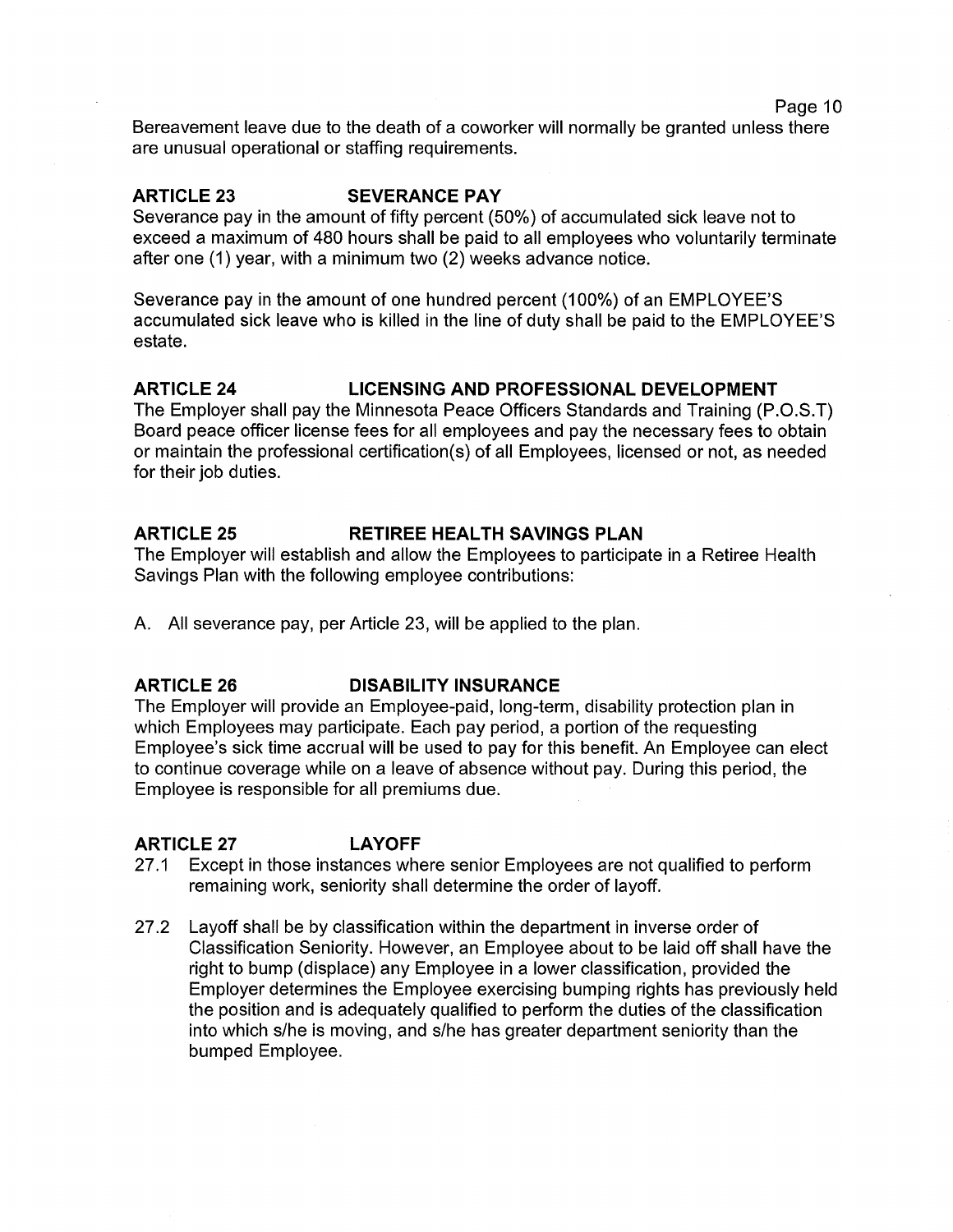Bereavement leave due to the death of a coworker will normally be granted unless there are unusual operational or staffing requirements.

## ARTICLE 23 SEVERANCE PAY

Severance pay in the amount of fifty percent (50%) of accumulated sick leave not to exceed a maximum of 480 hours shall be paid to all employees who voluntarily terminate after one (1) year, with a minimum two (2) weeks advance notice.

Severance pay in the amount of one hundred percent (100%) of an EMPLOYEE'S accumulated sick leave who is killed in the line of duty shall be paid to the EMPLOYEE'S estate.

## ARTICLE 24 LICENSING AND PROFESSIONAL DEVELOPMENT

The Employer shall pay the Minnesota Peace Officers Standards and Training (P.O.S.T) Board peace officer license fees for all employees and pay the necessary fees to obtain or maintain the professional certification(s) of all Employees, licensed or not, as needed for their job duties.

## ARTICLE 25 RETIREE HEALTH SAVINGS PLAN

The Employer will establish and allow the Employees to participate in a Retiree Health Savings Plan with the following employee contributions:

A. All severance pay, per Article 23, will be applied to the plan.

## ARTICLE 26 DISABILITY INSURANCE

The Employer will provide an Employee-paid, long-term, disability protection plan in which Employees may participate. Each pay period, a portion of the requesting Employee's sick time accrual will be used to pay for this benefit. An Employee can elect to continue coverage while on a leave of absence without pay. During this period, the Employee is responsible for all premiums due.

## ARTICLE 27 LAYOFF

27.1 Except in those instances where senior Employees are not qualified to perform remaining work, seniority shall determine the order of layoff.

27.2 Layoff shall be by classification within the department in inverse order of Classification Seniority. However, an Employee about to be laid off shall have the right to bump (displace) any Employee in a lower classification, provided the Employer determines the Employee exercising bumping rights has previously held the position and is adequately qualified to perform the duties of the classification into which s/he is moving, and s/he has greater department seniority than the bumped Employee.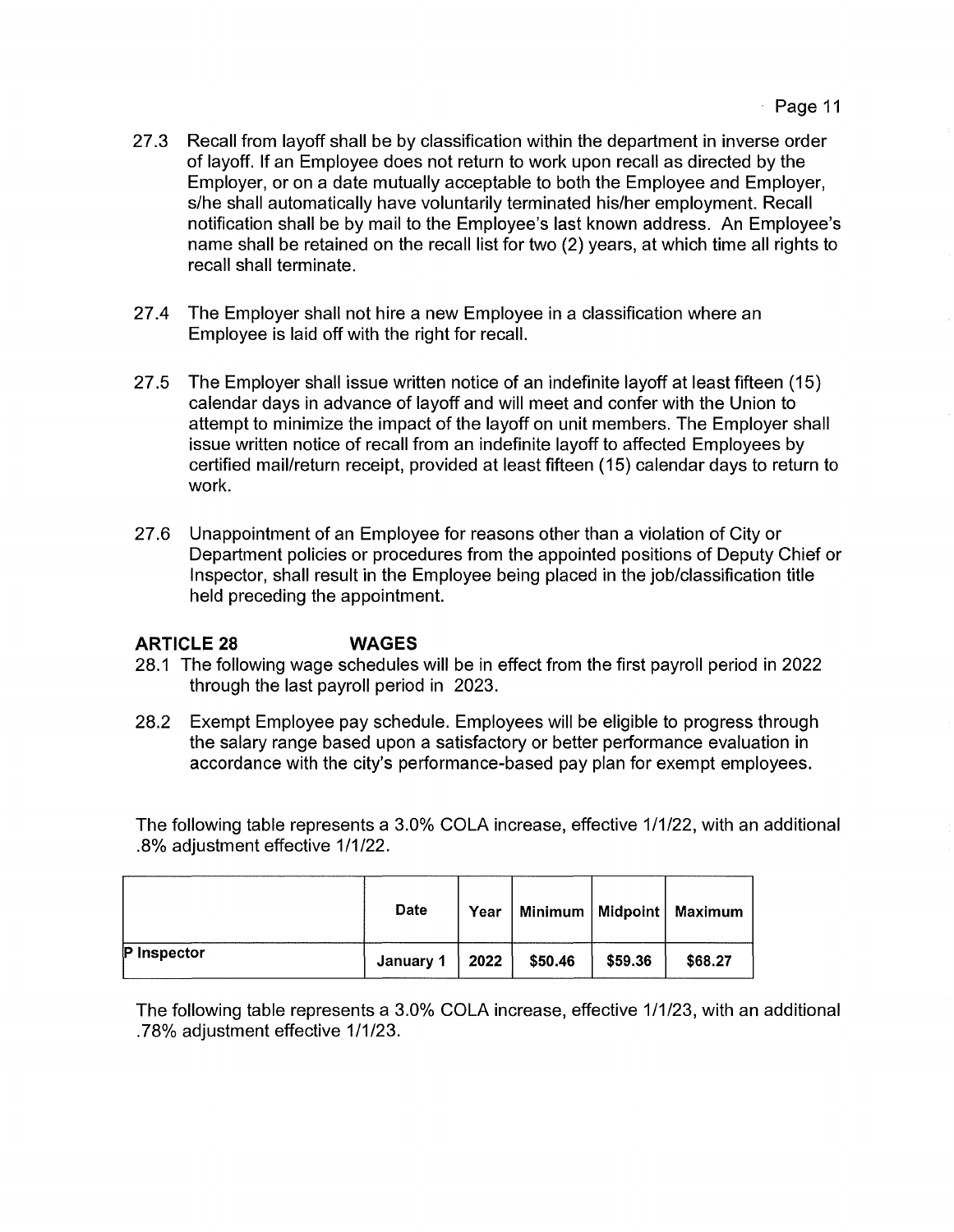27.3 Recall from layoff shall be by classification within the department in inverse order of layoff. If an Employee does not return to work upon recall as directed by the Employer, or on a date mutually acceptable to both the Employee and Employer, s/he shall automatically have voluntarily terminated his/her employment. Recall notification shall be by mail to the Employee's last known address. An Employee's name shall be retained on the recall list for two (2) years, at which time all rights to recall shall terminate.

27.4 The Employer shall not hire a new Employee in a classification where an Employee is laid off with the right for recall.

27.5 The Employer shall issue written notice of an indefinite layoff at least fifteen (15) calendar days in advance of layoff and will meet and confer with the Union to attempt to minimize the impact of the layoff on unit members. The Employer shall issue written notice of recall from an indefinite layoff to affected Employees by certified mail/return receipt, provided at least fifteen (15) calendar days to return to work.

27.6 Unappointment of an Employee for reasons other than a violation of City or Department policies or procedures from the appointed positions of Deputy Chief or Inspector, shall result in the Employee being placed in the job/classification title held preceding the appointment.

## ARTICLE 28 WAGES

28.1 The following wage schedules will be in effect from the first payroll period in 2022 through the last payroll period in 2023.

28.2 Exempt Employee pay schedule. Employees will be eligible to progress through the salary range based upon a satisfactory or better performance evaluation in accordance with the city's performance-based pay plan for exempt employees.

The following table represents a 3.0% COLA increase, effective 1/1/22, with an additional .8% adjustment effective 1/1/22.

| | Date | Year | Minimum | Midpoint | Maximum |
|---|---|---|---|---|---|
| P Inspector | January 1 | 2022 | $50.46 | $59.36 | $68.27 |

The following table represents a 3.0% COLA increase, effective 1/1/23, with an additional .78% adjustment effective 1/1/23.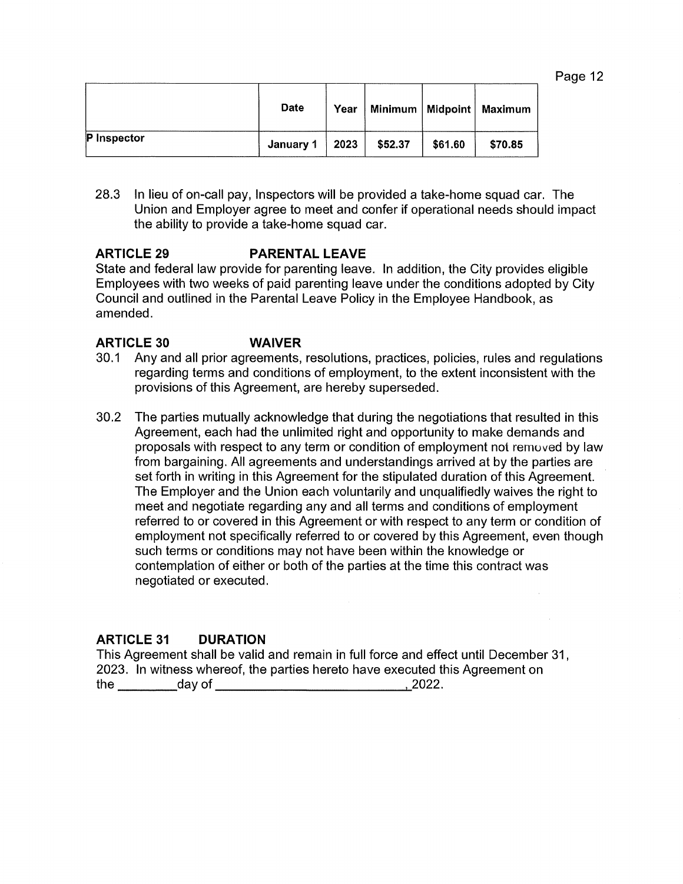| | Date | Year | Minimum | Midpoint | Maximum |
|---|---|---|---|---|---|
| P Inspector | January 1 | 2023 | $52.37 | $61.60 | $70.85 |

28.3 In lieu of on-call pay, Inspectors will be provided a take-home squad car. The Union and Employer agree to meet and confer if operational needs should impact the ability to provide a take-home squad car.

## ARTICLE 29 PARENTAL LEAVE

State and federal law provide for parenting leave. In addition, the City provides eligible Employees with two weeks of paid parenting leave under the conditions adopted by City Council and outlined in the Parental Leave Policy in the Employee Handbook, as amended.

## ARTICLE 30 WAIVER

30.1 Any and all prior agreements, resolutions, practices, policies, rules and regulations regarding terms and conditions of employment, to the extent inconsistent with the provisions of this Agreement, are hereby superseded.

30.2 The parties mutually acknowledge that during the negotiations that resulted in this Agreement, each had the unlimited right and opportunity to make demands and proposals with respect to any term or condition of employment not removed by law from bargaining. All agreements and understandings arrived at by the parties are set forth in writing in this Agreement for the stipulated duration of this Agreement. The Employer and the Union each voluntarily and unqualifiedly waives the right to meet and negotiate regarding any and all terms and conditions of employment referred to or covered in this Agreement or with respect to any term or condition of employment not specifically referred to or covered by this Agreement, even though such terms or conditions may not have been within the knowledge or contemplation of either or both of the parties at the time this contract was negotiated or executed.

## ARTICLE 31 DURATION

This Agreement shall be valid and remain in full force and effect until December 31, 2023. In witness whereof, the parties hereto have executed this Agreement on the \_\_\_\_\_\_\_\_day of \_\_\_\_\_\_\_\_\_\_\_\_\_\_\_\_\_\_\_\_\_\_\_\_\_\_\_, 2022.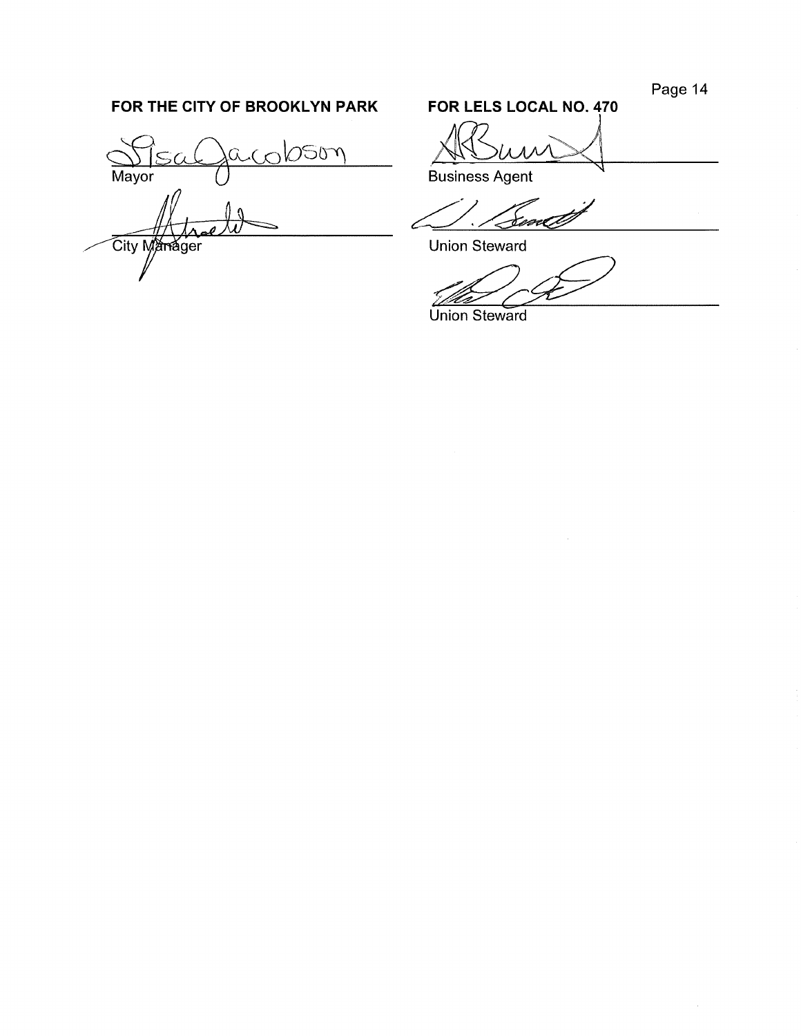**FOR THE CITY OF BROOKLYN PARK**

Lisa Jacobson

Mayor

City Manager

**FOR LELS LOCAL NO. 470**

Business Agent

Union Steward

Union Steward